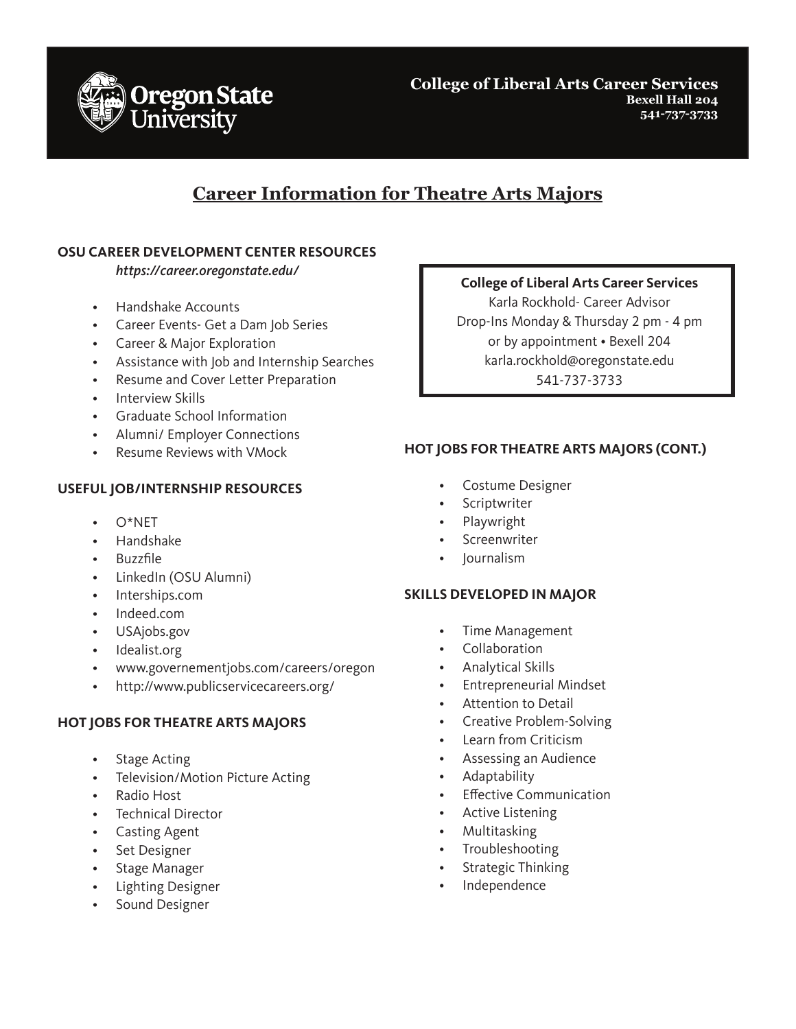Oregon State University

**College of Liberal Arts Career Services**
**Bexell Hall 204**
**541-737-3733**

# Career Information for Theatre Arts Majors

## OSU CAREER DEVELOPMENT CENTER RESOURCES

*https://career.oregonstate.edu/*

- Handshake Accounts
- Career Events- Get a Dam Job Series
- Career & Major Exploration
- Assistance with Job and Internship Searches
- Resume and Cover Letter Preparation
- Interview Skills
- Graduate School Information
- Alumni/ Employer Connections
- Resume Reviews with VMock

## USEFUL JOB/INTERNSHIP RESOURCES

- O*NET
- Handshake
- Buzzfile
- LinkedIn (OSU Alumni)
- Interships.com
- Indeed.com
- USAjobs.gov
- Idealist.org
- www.governementjobs.com/careers/oregon
- http://www.publicservicecareers.org/

## HOT JOBS FOR THEATRE ARTS MAJORS

- Stage Acting
- Television/Motion Picture Acting
- Radio Host
- Technical Director
- Casting Agent
- Set Designer
- Stage Manager
- Lighting Designer
- Sound Designer

**College of Liberal Arts Career Services**
Karla Rockhold- Career Advisor
Drop-Ins Monday & Thursday 2 pm - 4 pm
or by appointment • Bexell 204
karla.rockhold@oregonstate.edu
541-737-3733

## HOT JOBS FOR THEATRE ARTS MAJORS (CONT.)

- Costume Designer
- Scriptwriter
- Playwright
- Screenwriter
- Journalism

## SKILLS DEVELOPED IN MAJOR

- Time Management
- Collaboration
- Analytical Skills
- Entrepreneurial Mindset
- Attention to Detail
- Creative Problem-Solving
- Learn from Criticism
- Assessing an Audience
- Adaptability
- Effective Communication
- Active Listening
- Multitasking
- Troubleshooting
- Strategic Thinking
- Independence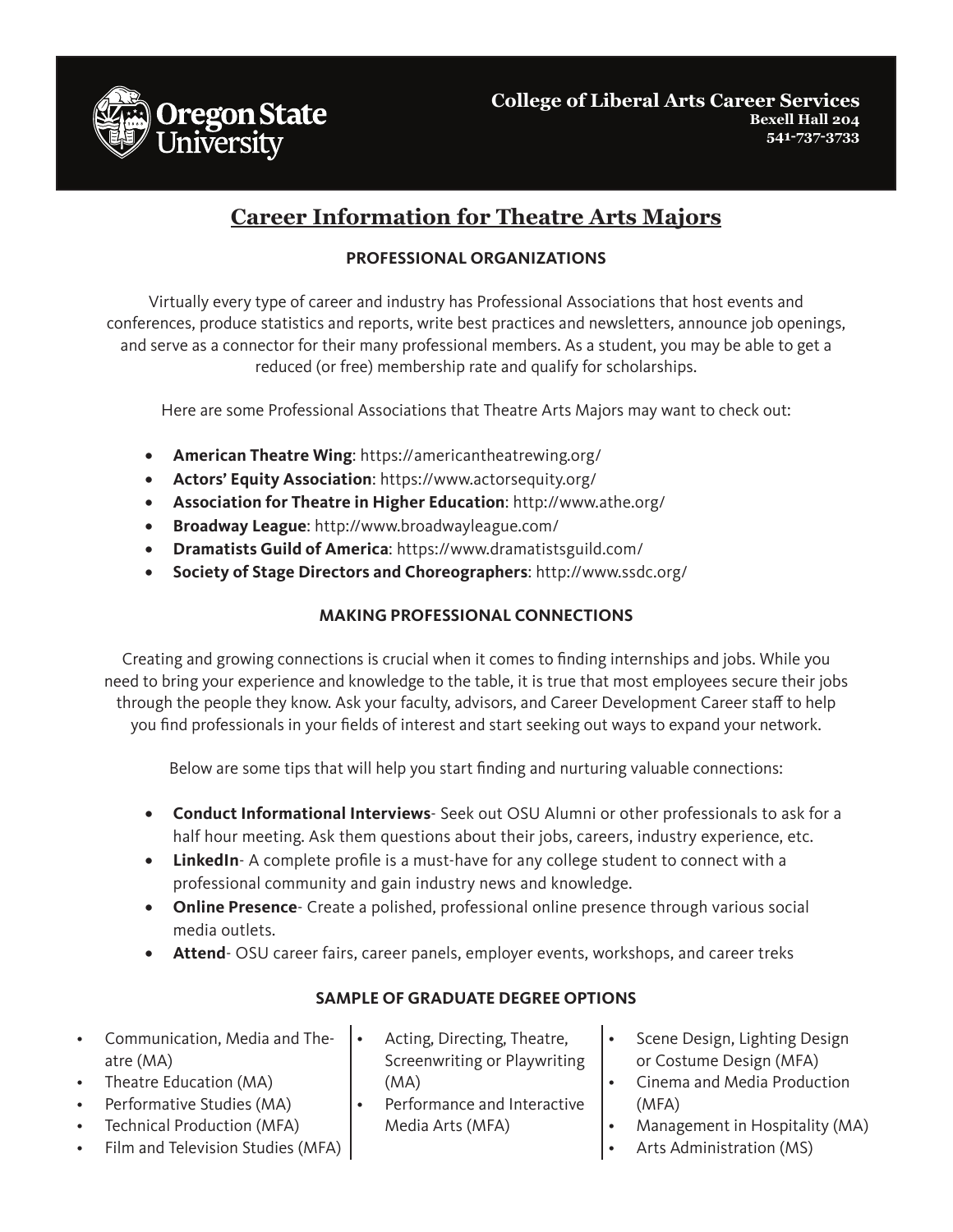College of Liberal Arts Career Services
Bexell Hall 204
541-737-3733

# Career Information for Theatre Arts Majors

## PROFESSIONAL ORGANIZATIONS

Virtually every type of career and industry has Professional Associations that host events and conferences, produce statistics and reports, write best practices and newsletters, announce job openings, and serve as a connector for their many professional members. As a student, you may be able to get a reduced (or free) membership rate and qualify for scholarships.

Here are some Professional Associations that Theatre Arts Majors may want to check out:

- **American Theatre Wing**: https://americantheatrewing.org/
- **Actors' Equity Association**: https://www.actorsequity.org/
- **Association for Theatre in Higher Education**: http://www.athe.org/
- **Broadway League**: http://www.broadwayleague.com/
- **Dramatists Guild of America**: https://www.dramatistsguild.com/
- **Society of Stage Directors and Choreographers**: http://www.ssdc.org/

## MAKING PROFESSIONAL CONNECTIONS

Creating and growing connections is crucial when it comes to finding internships and jobs. While you need to bring your experience and knowledge to the table, it is true that most employees secure their jobs through the people they know. Ask your faculty, advisors, and Career Development Career staff to help you find professionals in your fields of interest and start seeking out ways to expand your network.

Below are some tips that will help you start finding and nurturing valuable connections:

- **Conduct Informational Interviews**- Seek out OSU Alumni or other professionals to ask for a half hour meeting. Ask them questions about their jobs, careers, industry experience, etc.
- **LinkedIn**- A complete profile is a must-have for any college student to connect with a professional community and gain industry news and knowledge.
- **Online Presence**- Create a polished, professional online presence through various social media outlets.
- **Attend**- OSU career fairs, career panels, employer events, workshops, and career treks

## SAMPLE OF GRADUATE DEGREE OPTIONS

- Communication, Media and Theatre (MA)
- Theatre Education (MA)
- Performative Studies (MA)
- Technical Production (MFA)
- Film and Television Studies (MFA)
- Acting, Directing, Theatre, Screenwriting or Playwriting (MA)
- Performance and Interactive Media Arts (MFA)
- Scene Design, Lighting Design or Costume Design (MFA)
- Cinema and Media Production (MFA)
- Management in Hospitality (MA)
- Arts Administration (MS)